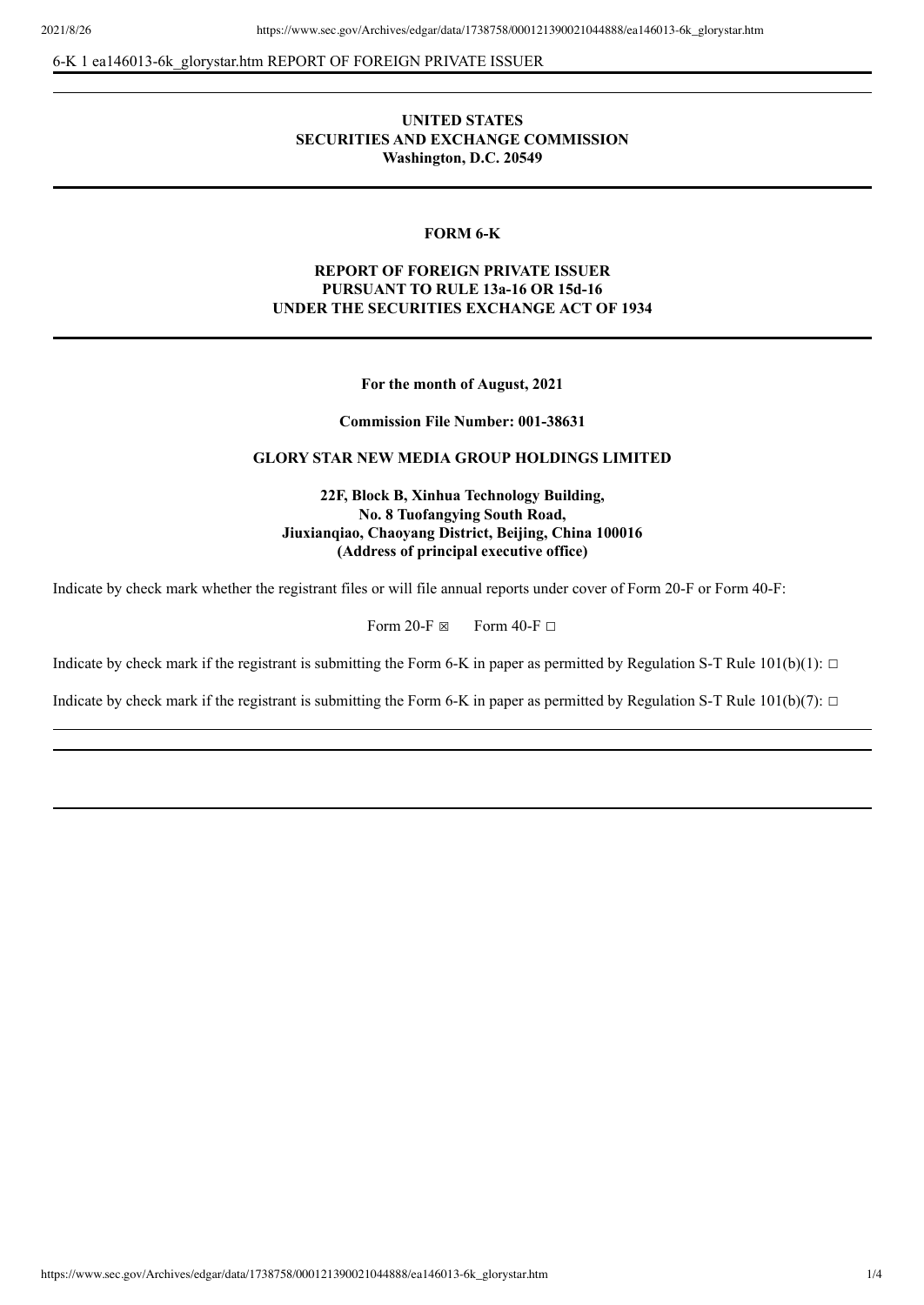6-K 1 ea146013-6k_glorystar.htm REPORT OF FOREIGN PRIVATE ISSUER

**UNITED STATES**
**SECURITIES AND EXCHANGE COMMISSION**
**Washington, D.C. 20549**

**FORM 6-K**

**REPORT OF FOREIGN PRIVATE ISSUER**
**PURSUANT TO RULE 13a-16 OR 15d-16**
**UNDER THE SECURITIES EXCHANGE ACT OF 1934**

**For the month of August, 2021**

**Commission File Number: 001-38631**

**GLORY STAR NEW MEDIA GROUP HOLDINGS LIMITED**

**22F, Block B, Xinhua Technology Building,**
**No. 8 Tuofangying South Road,**
**Jiuxianqiao, Chaoyang District, Beijing, China 100016**
**(Address of principal executive office)**

Indicate by check mark whether the registrant files or will file annual reports under cover of Form 20-F or Form 40-F:

Form 20-F ☒ Form 40-F ☐

Indicate by check mark if the registrant is submitting the Form 6-K in paper as permitted by Regulation S-T Rule 101(b)(1): ☐

Indicate by check mark if the registrant is submitting the Form 6-K in paper as permitted by Regulation S-T Rule 101(b)(7): ☐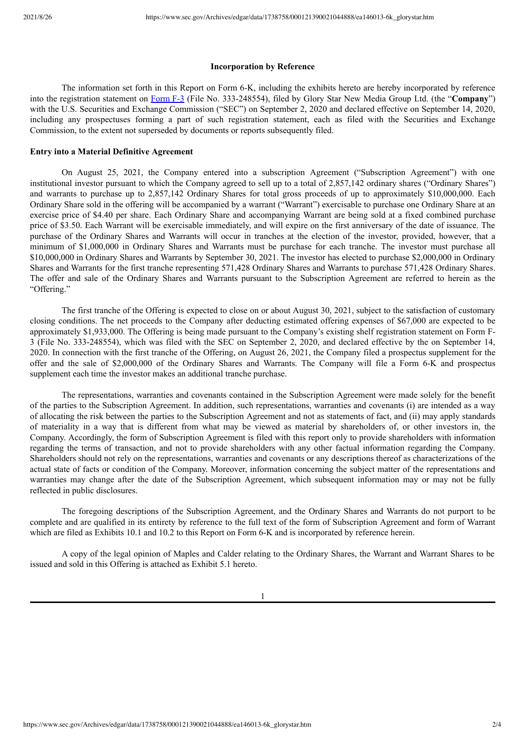**Incorporation by Reference**

The information set forth in this Report on Form 6-K, including the exhibits hereto are hereby incorporated by reference into the registration statement on Form F-3 (File No. 333-248554), filed by Glory Star New Media Group Ltd. (the "**Company**") with the U.S. Securities and Exchange Commission ("SEC") on September 2, 2020 and declared effective on September 14, 2020, including any prospectuses forming a part of such registration statement, each as filed with the Securities and Exchange Commission, to the extent not superseded by documents or reports subsequently filed.

**Entry into a Material Definitive Agreement**

On August 25, 2021, the Company entered into a subscription Agreement ("Subscription Agreement") with one institutional investor pursuant to which the Company agreed to sell up to a total of 2,857,142 ordinary shares ("Ordinary Shares") and warrants to purchase up to 2,857,142 Ordinary Shares for total gross proceeds of up to approximately $10,000,000. Each Ordinary Share sold in the offering will be accompanied by a warrant ("Warrant") exercisable to purchase one Ordinary Share at an exercise price of $4.40 per share. Each Ordinary Share and accompanying Warrant are being sold at a fixed combined purchase price of $3.50. Each Warrant will be exercisable immediately, and will expire on the first anniversary of the date of issuance. The purchase of the Ordinary Shares and Warrants will occur in tranches at the election of the investor, provided, however, that a minimum of $1,000,000 in Ordinary Shares and Warrants must be purchase for each tranche. The investor must purchase all $10,000,000 in Ordinary Shares and Warrants by September 30, 2021. The investor has elected to purchase $2,000,000 in Ordinary Shares and Warrants for the first tranche representing 571,428 Ordinary Shares and Warrants to purchase 571,428 Ordinary Shares. The offer and sale of the Ordinary Shares and Warrants pursuant to the Subscription Agreement are referred to herein as the "Offering."

The first tranche of the Offering is expected to close on or about August 30, 2021, subject to the satisfaction of customary closing conditions. The net proceeds to the Company after deducting estimated offering expenses of $67,000 are expected to be approximately $1,933,000. The Offering is being made pursuant to the Company's existing shelf registration statement on Form F-3 (File No. 333-248554), which was filed with the SEC on September 2, 2020, and declared effective by the on September 14, 2020. In connection with the first tranche of the Offering, on August 26, 2021, the Company filed a prospectus supplement for the offer and the sale of $2,000,000 of the Ordinary Shares and Warrants. The Company will file a Form 6-K and prospectus supplement each time the investor makes an additional tranche purchase.

The representations, warranties and covenants contained in the Subscription Agreement were made solely for the benefit of the parties to the Subscription Agreement. In addition, such representations, warranties and covenants (i) are intended as a way of allocating the risk between the parties to the Subscription Agreement and not as statements of fact, and (ii) may apply standards of materiality in a way that is different from what may be viewed as material by shareholders of, or other investors in, the Company. Accordingly, the form of Subscription Agreement is filed with this report only to provide shareholders with information regarding the terms of transaction, and not to provide shareholders with any other factual information regarding the Company. Shareholders should not rely on the representations, warranties and covenants or any descriptions thereof as characterizations of the actual state of facts or condition of the Company. Moreover, information concerning the subject matter of the representations and warranties may change after the date of the Subscription Agreement, which subsequent information may or may not be fully reflected in public disclosures.

The foregoing descriptions of the Subscription Agreement, and the Ordinary Shares and Warrants do not purport to be complete and are qualified in its entirety by reference to the full text of the form of Subscription Agreement and form of Warrant which are filed as Exhibits 10.1 and 10.2 to this Report on Form 6-K and is incorporated by reference herein.

A copy of the legal opinion of Maples and Calder relating to the Ordinary Shares, the Warrant and Warrant Shares to be issued and sold in this Offering is attached as Exhibit 5.1 hereto.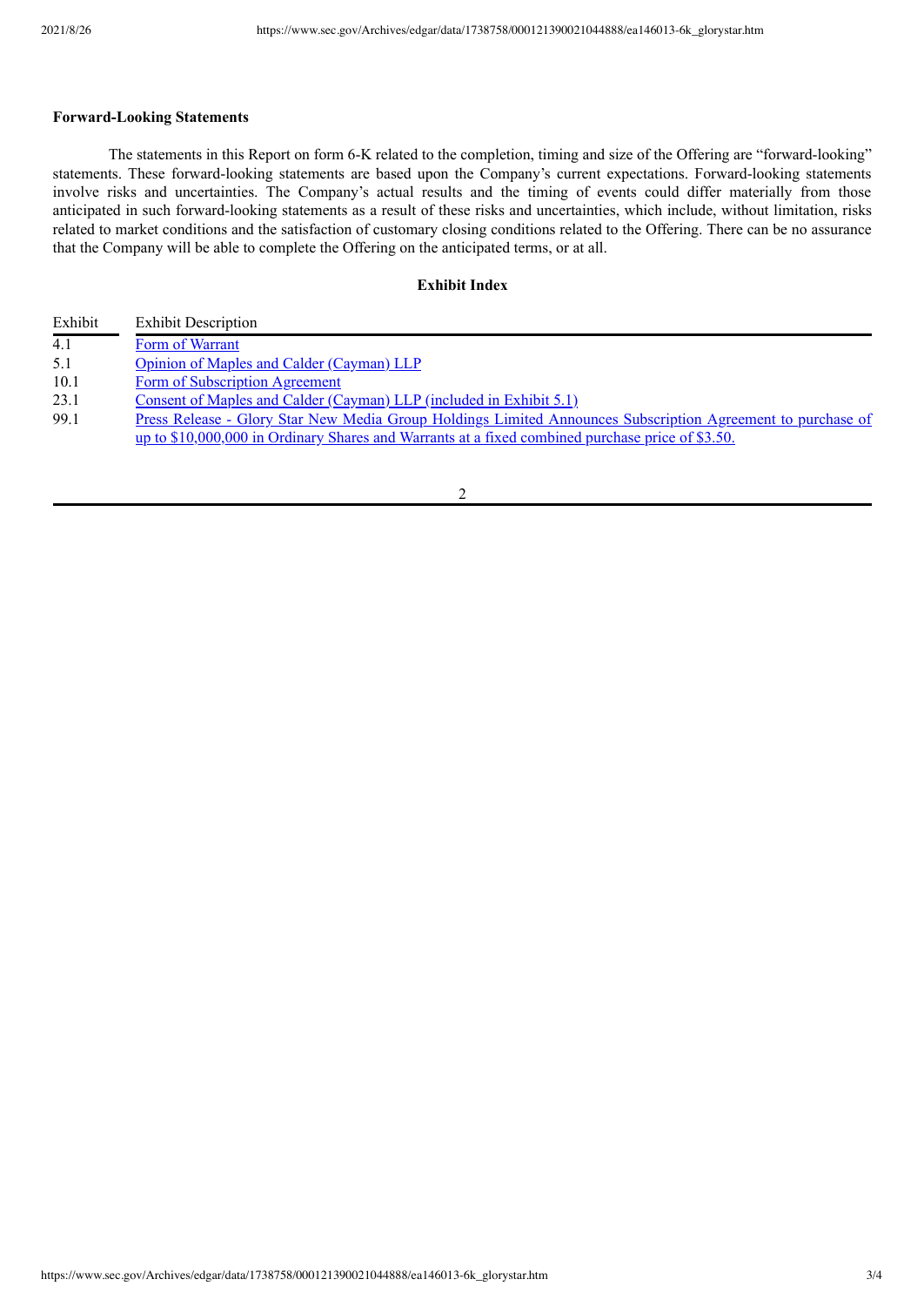**Forward-Looking Statements**

The statements in this Report on form 6-K related to the completion, timing and size of the Offering are "forward-looking" statements. These forward-looking statements are based upon the Company's current expectations. Forward-looking statements involve risks and uncertainties. The Company's actual results and the timing of events could differ materially from those anticipated in such forward-looking statements as a result of these risks and uncertainties, which include, without limitation, risks related to market conditions and the satisfaction of customary closing conditions related to the Offering. There can be no assurance that the Company will be able to complete the Offering on the anticipated terms, or at all.

**Exhibit Index**

| Exhibit | Exhibit Description |
|---|---|
| 4.1 | Form of Warrant |
| 5.1 | Opinion of Maples and Calder (Cayman) LLP |
| 10.1 | Form of Subscription Agreement |
| 23.1 | Consent of Maples and Calder (Cayman) LLP (included in Exhibit 5.1) |
| 99.1 | Press Release - Glory Star New Media Group Holdings Limited Announces Subscription Agreement to purchase of up to $10,000,000 in Ordinary Shares and Warrants at a fixed combined purchase price of $3.50. |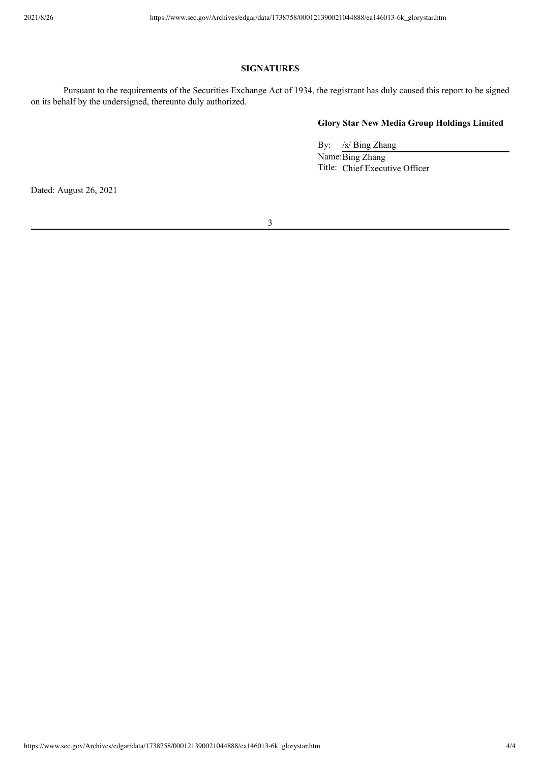## SIGNATURES

Pursuant to the requirements of the Securities Exchange Act of 1934, the registrant has duly caused this report to be signed on its behalf by the undersigned, thereunto duly authorized.

**Glory Star New Media Group Holdings Limited**

By: /s/ Bing Zhang

Name: Bing Zhang

Title: Chief Executive Officer

Dated: August 26, 2021